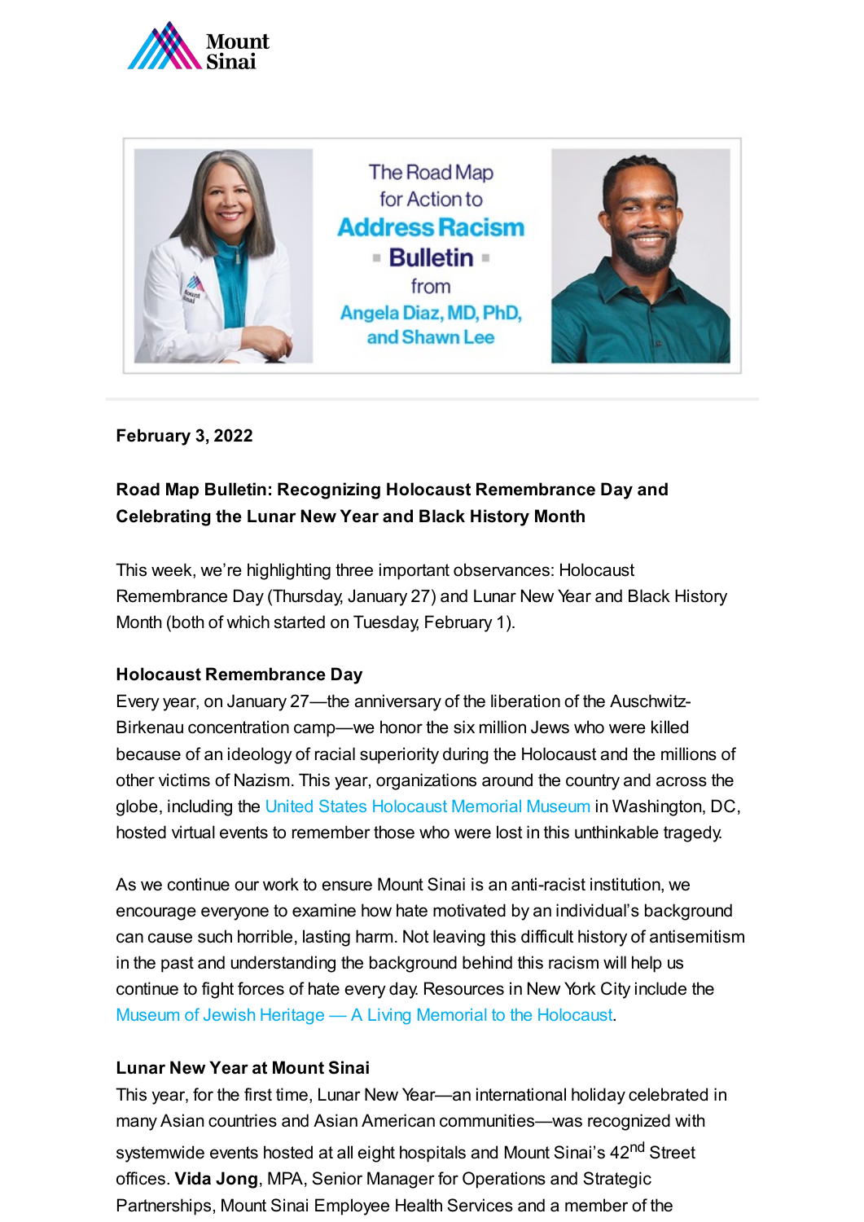Mount Sinai

The Road Map for Action to **Address Racism** ▪ **Bulletin** ▪ from Angela Diaz, MD, PhD, and Shawn Lee

**February 3, 2022**

**Road Map Bulletin: Recognizing Holocaust Remembrance Day and Celebrating the Lunar New Year and Black History Month**

This week, we're highlighting three important observances: Holocaust Remembrance Day (Thursday, January 27) and Lunar New Year and Black History Month (both of which started on Tuesday, February 1).

**Holocaust Remembrance Day**

Every year, on January 27—the anniversary of the liberation of the Auschwitz-Birkenau concentration camp—we honor the six million Jews who were killed because of an ideology of racial superiority during the Holocaust and the millions of other victims of Nazism. This year, organizations around the country and across the globe, including the United States Holocaust Memorial Museum in Washington, DC, hosted virtual events to remember those who were lost in this unthinkable tragedy.

As we continue our work to ensure Mount Sinai is an anti-racist institution, we encourage everyone to examine how hate motivated by an individual's background can cause such horrible, lasting harm. Not leaving this difficult history of antisemitism in the past and understanding the background behind this racism will help us continue to fight forces of hate every day. Resources in New York City include the Museum of Jewish Heritage — A Living Memorial to the Holocaust.

**Lunar New Year at Mount Sinai**

This year, for the first time, Lunar New Year—an international holiday celebrated in many Asian countries and Asian American communities—was recognized with systemwide events hosted at all eight hospitals and Mount Sinai's 42nd Street offices. **Vida Jong**, MPA, Senior Manager for Operations and Strategic Partnerships, Mount Sinai Employee Health Services and a member of the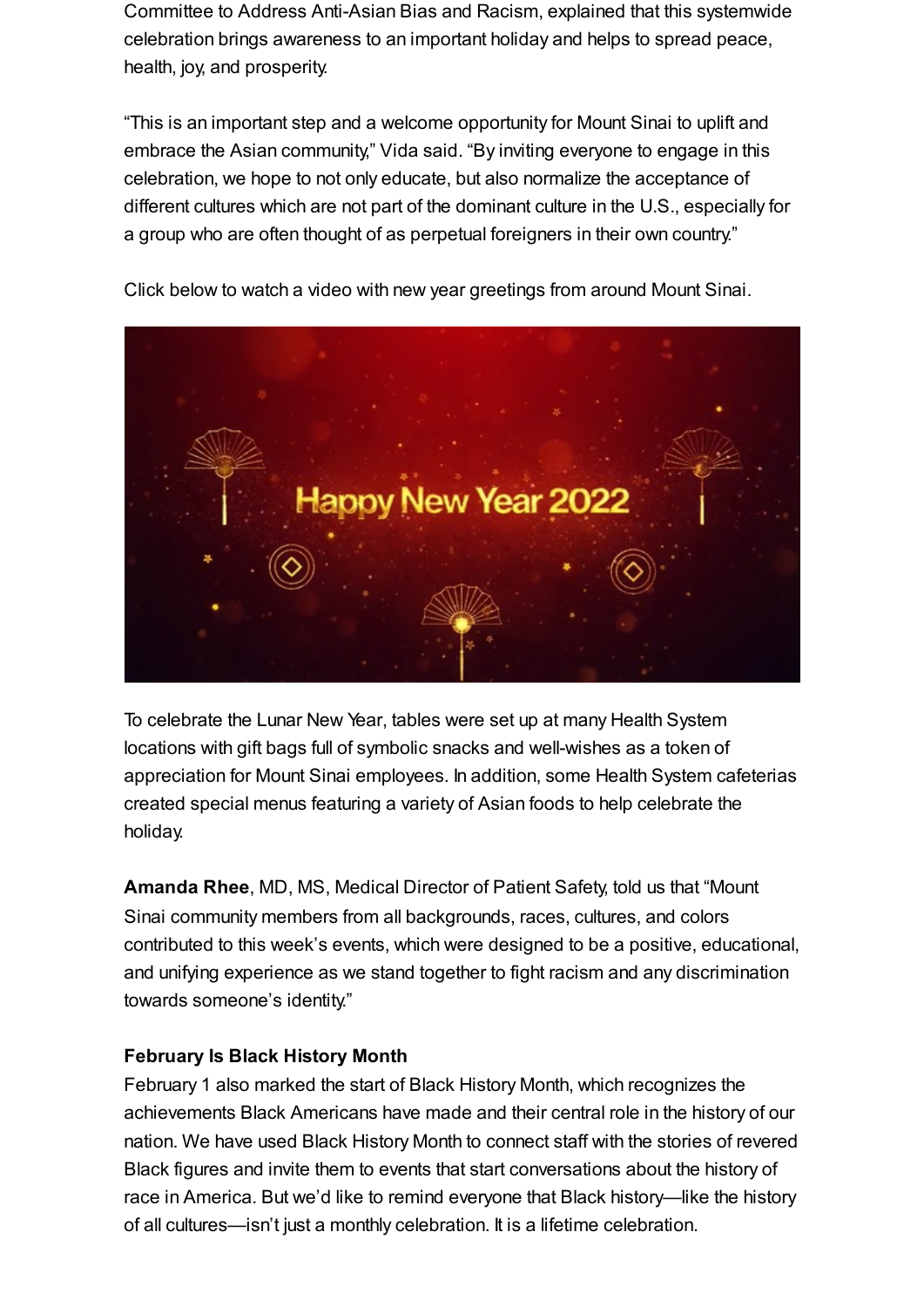Committee to Address Anti-Asian Bias and Racism, explained that this systemwide celebration brings awareness to an important holiday and helps to spread peace, health, joy, and prosperity.

"This is an important step and a welcome opportunity for Mount Sinai to uplift and embrace the Asian community," Vida said. "By inviting everyone to engage in this celebration, we hope to not only educate, but also normalize the acceptance of different cultures which are not part of the dominant culture in the U.S., especially for a group who are often thought of as perpetual foreigners in their own country."

Click below to watch a video with new year greetings from around Mount Sinai.

To celebrate the Lunar New Year, tables were set up at many Health System locations with gift bags full of symbolic snacks and well-wishes as a token of appreciation for Mount Sinai employees. In addition, some Health System cafeterias created special menus featuring a variety of Asian foods to help celebrate the holiday.

**Amanda Rhee**, MD, MS, Medical Director of Patient Safety, told us that "Mount Sinai community members from all backgrounds, races, cultures, and colors contributed to this week's events, which were designed to be a positive, educational, and unifying experience as we stand together to fight racism and any discrimination towards someone's identity."

**February Is Black History Month**

February 1 also marked the start of Black History Month, which recognizes the achievements Black Americans have made and their central role in the history of our nation. We have used Black History Month to connect staff with the stories of revered Black figures and invite them to events that start conversations about the history of race in America. But we'd like to remind everyone that Black history—like the history of all cultures—isn't just a monthly celebration. It is a lifetime celebration.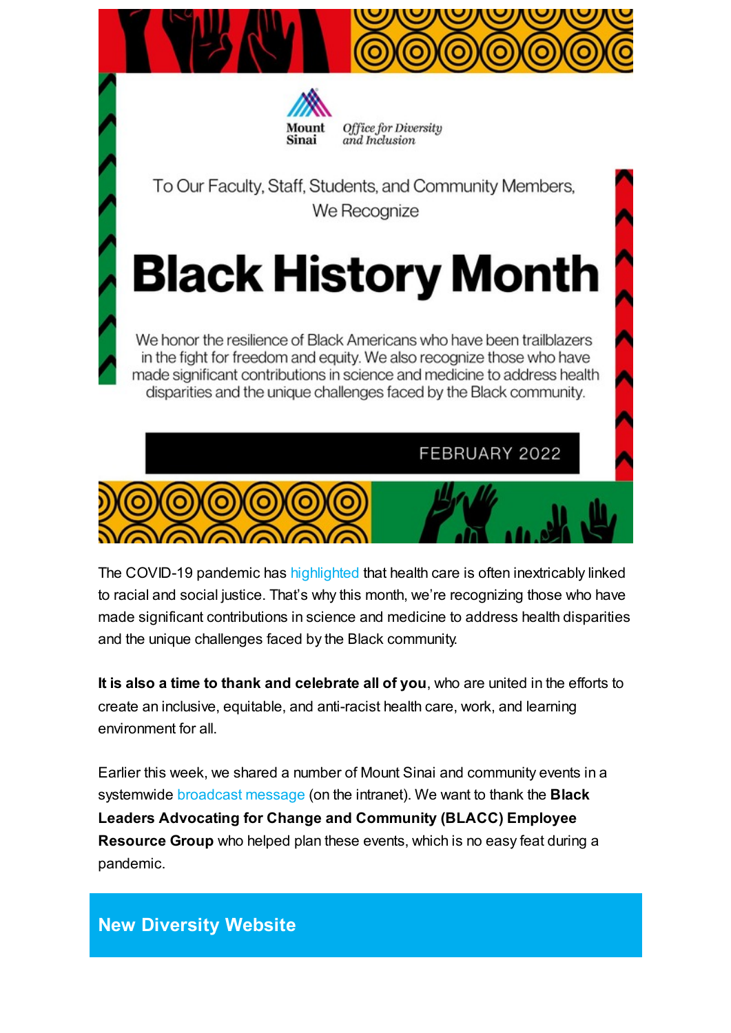Mount Sinai *Office for Diversity and Inclusion*

To Our Faculty, Staff, Students, and Community Members,
We Recognize

# Black History Month

We honor the resilience of Black Americans who have been trailblazers in the fight for freedom and equity. We also recognize those who have made significant contributions in science and medicine to address health disparities and the unique challenges faced by the Black community.

FEBRUARY 2022

The COVID-19 pandemic has highlighted that health care is often inextricably linked to racial and social justice. That's why this month, we're recognizing those who have made significant contributions in science and medicine to address health disparities and the unique challenges faced by the Black community.

**It is also a time to thank and celebrate all of you**, who are united in the efforts to create an inclusive, equitable, and anti-racist health care, work, and learning environment for all.

Earlier this week, we shared a number of Mount Sinai and community events in a systemwide broadcast message (on the intranet). We want to thank the **Black Leaders Advocating for Change and Community (BLACC) Employee Resource Group** who helped plan these events, which is no easy feat during a pandemic.

## New Diversity Website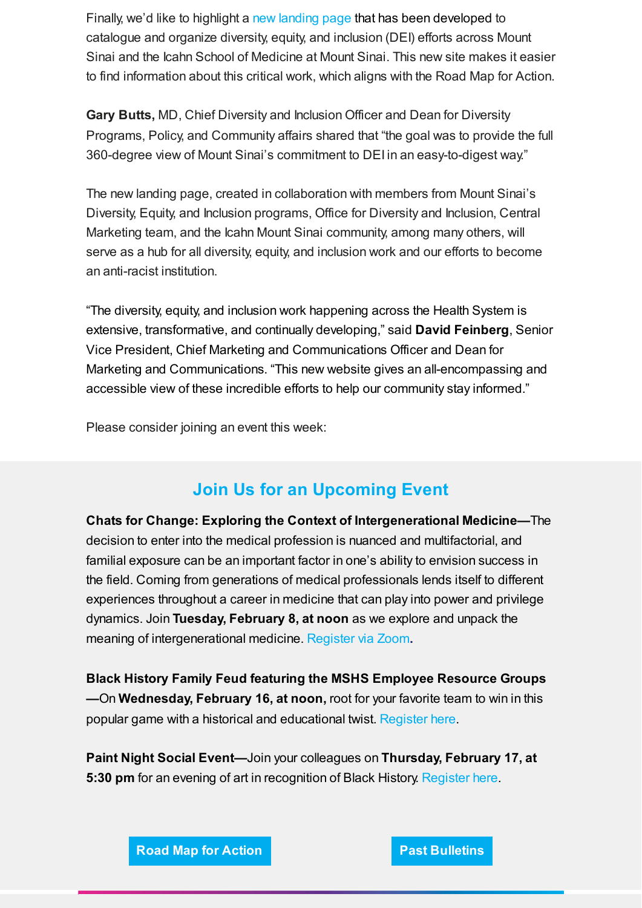Finally, we'd like to highlight a new landing page that has been developed to catalogue and organize diversity, equity, and inclusion (DEI) efforts across Mount Sinai and the Icahn School of Medicine at Mount Sinai. This new site makes it easier to find information about this critical work, which aligns with the Road Map for Action.

**Gary Butts,** MD, Chief Diversity and Inclusion Officer and Dean for Diversity Programs, Policy, and Community affairs shared that "the goal was to provide the full 360-degree view of Mount Sinai's commitment to DEI in an easy-to-digest way."

The new landing page, created in collaboration with members from Mount Sinai's Diversity, Equity, and Inclusion programs, Office for Diversity and Inclusion, Central Marketing team, and the Icahn Mount Sinai community, among many others, will serve as a hub for all diversity, equity, and inclusion work and our efforts to become an anti-racist institution.

"The diversity, equity, and inclusion work happening across the Health System is extensive, transformative, and continually developing," said **David Feinberg**, Senior Vice President, Chief Marketing and Communications Officer and Dean for Marketing and Communications. "This new website gives an all-encompassing and accessible view of these incredible efforts to help our community stay informed."

Please consider joining an event this week:

## Join Us for an Upcoming Event

**Chats for Change: Exploring the Context of Intergenerational Medicine—**The decision to enter into the medical profession is nuanced and multifactorial, and familial exposure can be an important factor in one's ability to envision success in the field. Coming from generations of medical professionals lends itself to different experiences throughout a career in medicine that can play into power and privilege dynamics. Join **Tuesday, February 8, at noon** as we explore and unpack the meaning of intergenerational medicine. Register via Zoom.

**Black History Family Feud featuring the MSHS Employee Resource Groups —**On **Wednesday, February 16, at noon,** root for your favorite team to win in this popular game with a historical and educational twist. Register here.

**Paint Night Social Event—**Join your colleagues on **Thursday, February 17, at 5:30 pm** for an evening of art in recognition of Black History. Register here.

**Road Map for Action** | **Past Bulletins**